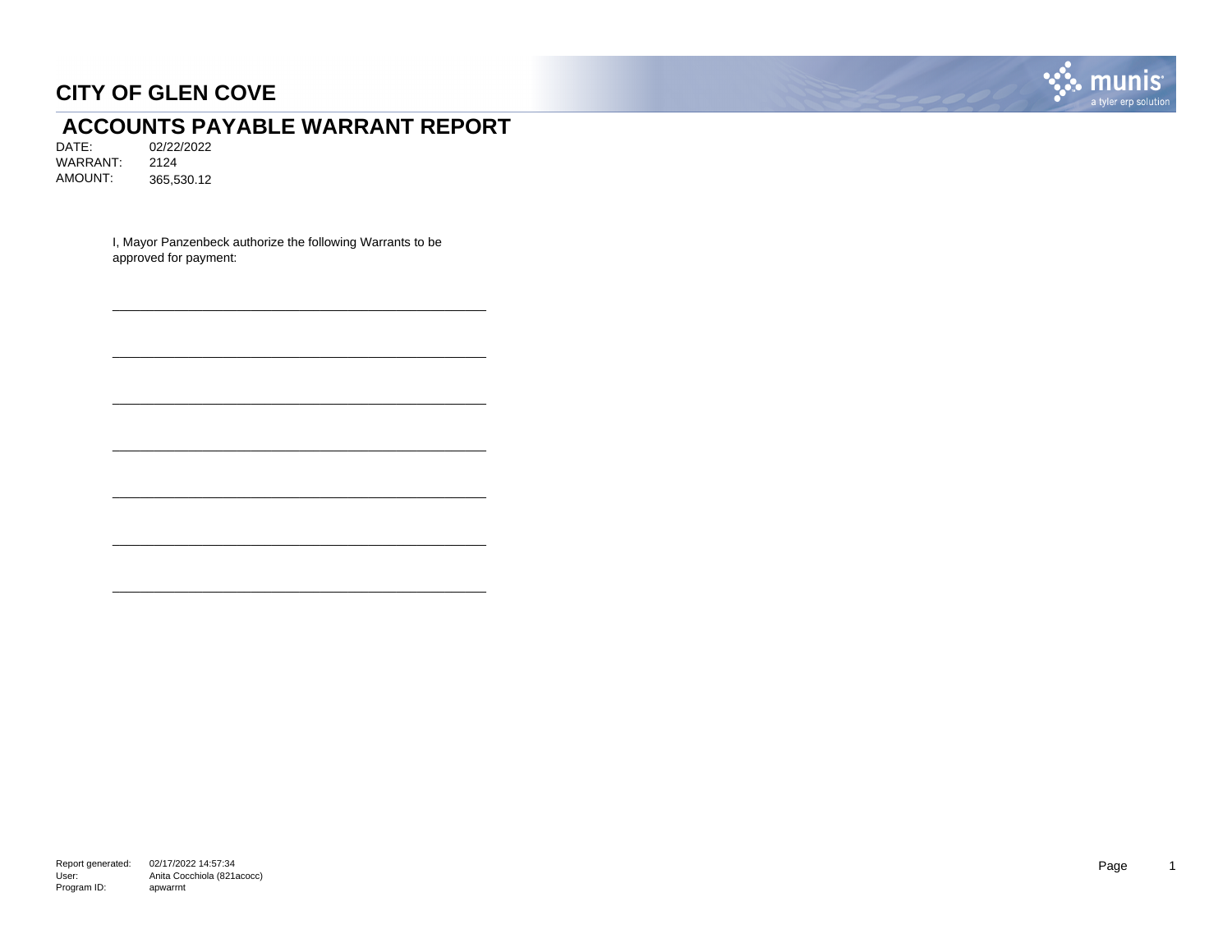# CITY OF GLEN COVE

## ACCOUNTS PAYABLE WARRANT REPORT

DATE: 02/22/2022
WARRANT: 2124
AMOUNT: 365,530.12

I, Mayor Panzenbeck authorize the following Warrants to be approved for payment:

\_\_\_\_\_\_\_\_\_\_\_\_\_\_\_\_\_\_\_\_\_\_\_\_\_\_\_\_\_\_\_\_\_\_\_\_\_\_\_\_\_\_\_\_\_\_\_\_\_\_

\_\_\_\_\_\_\_\_\_\_\_\_\_\_\_\_\_\_\_\_\_\_\_\_\_\_\_\_\_\_\_\_\_\_\_\_\_\_\_\_\_\_\_\_\_\_\_\_\_\_

\_\_\_\_\_\_\_\_\_\_\_\_\_\_\_\_\_\_\_\_\_\_\_\_\_\_\_\_\_\_\_\_\_\_\_\_\_\_\_\_\_\_\_\_\_\_\_\_\_\_

\_\_\_\_\_\_\_\_\_\_\_\_\_\_\_\_\_\_\_\_\_\_\_\_\_\_\_\_\_\_\_\_\_\_\_\_\_\_\_\_\_\_\_\_\_\_\_\_\_\_

\_\_\_\_\_\_\_\_\_\_\_\_\_\_\_\_\_\_\_\_\_\_\_\_\_\_\_\_\_\_\_\_\_\_\_\_\_\_\_\_\_\_\_\_\_\_\_\_\_\_

\_\_\_\_\_\_\_\_\_\_\_\_\_\_\_\_\_\_\_\_\_\_\_\_\_\_\_\_\_\_\_\_\_\_\_\_\_\_\_\_\_\_\_\_\_\_\_\_\_\_

\_\_\_\_\_\_\_\_\_\_\_\_\_\_\_\_\_\_\_\_\_\_\_\_\_\_\_\_\_\_\_\_\_\_\_\_\_\_\_\_\_\_\_\_\_\_\_\_\_\_

Report generated: 02/17/2022 14:57:34
User: Anita Cocchiola (821acocc)
Program ID: apwarrnt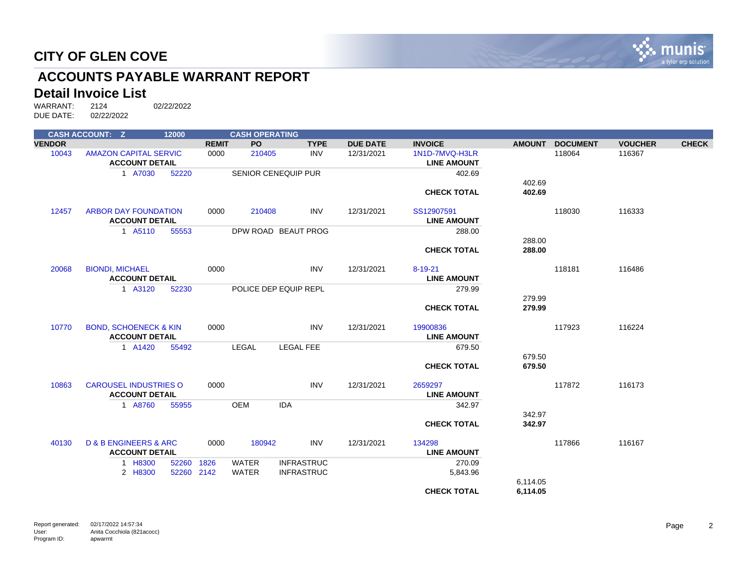# CITY OF GLEN COVE

## ACCOUNTS PAYABLE WARRANT REPORT

### Detail Invoice List

WARRANT: 2124 02/22/2022
DUE DATE: 02/22/2022

| CASH ACCOUNT: Z | 12000 | | CASH OPERATING | | | | | | | |
|---|---|---|---|---|---|---|---|---|---|---|
| **VENDOR** | | **REMIT** | **PO** | **TYPE** | **DUE DATE** | **INVOICE** | **AMOUNT** | **DOCUMENT** | **VOUCHER** | **CHECK** |
| 10043 | AMAZON CAPITAL SERVIC | 0000 | 210405 | INV | 12/31/2021 | 1N1D-7MVQ-H3LR | | 118064 | 116367 | |
| | **ACCOUNT DETAIL** | | | | | **LINE AMOUNT** | | | | |
| | 1 A7030 52220 | | SENIOR CENEQUIP PUR | | | 402.69 | | | | |
| | | | | | | | 402.69 | | | |
| | | | | | | **CHECK TOTAL** | **402.69** | | | |
| 12457 | ARBOR DAY FOUNDATION | 0000 | 210408 | INV | 12/31/2021 | SS12907591 | | 118030 | 116333 | |
| | **ACCOUNT DETAIL** | | | | | **LINE AMOUNT** | | | | |
| | 1 A5110 55553 | | DPW ROAD BEAUT PROG | | | 288.00 | | | | |
| | | | | | | | 288.00 | | | |
| | | | | | | **CHECK TOTAL** | **288.00** | | | |
| 20068 | BIONDI, MICHAEL | 0000 | | INV | 12/31/2021 | 8-19-21 | | 118181 | 116486 | |
| | **ACCOUNT DETAIL** | | | | | **LINE AMOUNT** | | | | |
| | 1 A3120 52230 | | POLICE DEP EQUIP REPL | | | 279.99 | | | | |
| | | | | | | | 279.99 | | | |
| | | | | | | **CHECK TOTAL** | **279.99** | | | |
| 10770 | BOND, SCHOENECK & KIN | 0000 | | INV | 12/31/2021 | 19900836 | | 117923 | 116224 | |
| | **ACCOUNT DETAIL** | | | | | **LINE AMOUNT** | | | | |
| | 1 A1420 55492 | | LEGAL | LEGAL FEE | | 679.50 | | | | |
| | | | | | | | 679.50 | | | |
| | | | | | | **CHECK TOTAL** | **679.50** | | | |
| 10863 | CAROUSEL INDUSTRIES O | 0000 | | INV | 12/31/2021 | 2659297 | | 117872 | 116173 | |
| | **ACCOUNT DETAIL** | | | | | **LINE AMOUNT** | | | | |
| | 1 A8760 55955 | | OEM | IDA | | 342.97 | | | | |
| | | | | | | | 342.97 | | | |
| | | | | | | **CHECK TOTAL** | **342.97** | | | |
| 40130 | D & B ENGINEERS & ARC | 0000 | 180942 | INV | 12/31/2021 | 134298 | | 117866 | 116167 | |
| | **ACCOUNT DETAIL** | | | | | **LINE AMOUNT** | | | | |
| | 1 H8300 52260 1826 | | WATER | INFRASTRUC | | 270.09 | | | | |
| | 2 H8300 52260 2142 | | WATER | INFRASTRUC | | 5,843.96 | | | | |
| | | | | | | | 6,114.05 | | | |
| | | | | | | **CHECK TOTAL** | **6,114.05** | | | |

Report generated: 02/17/2022 14:57:34
User: Anita Cocchiola (821acocc)
Program ID: apwarrnt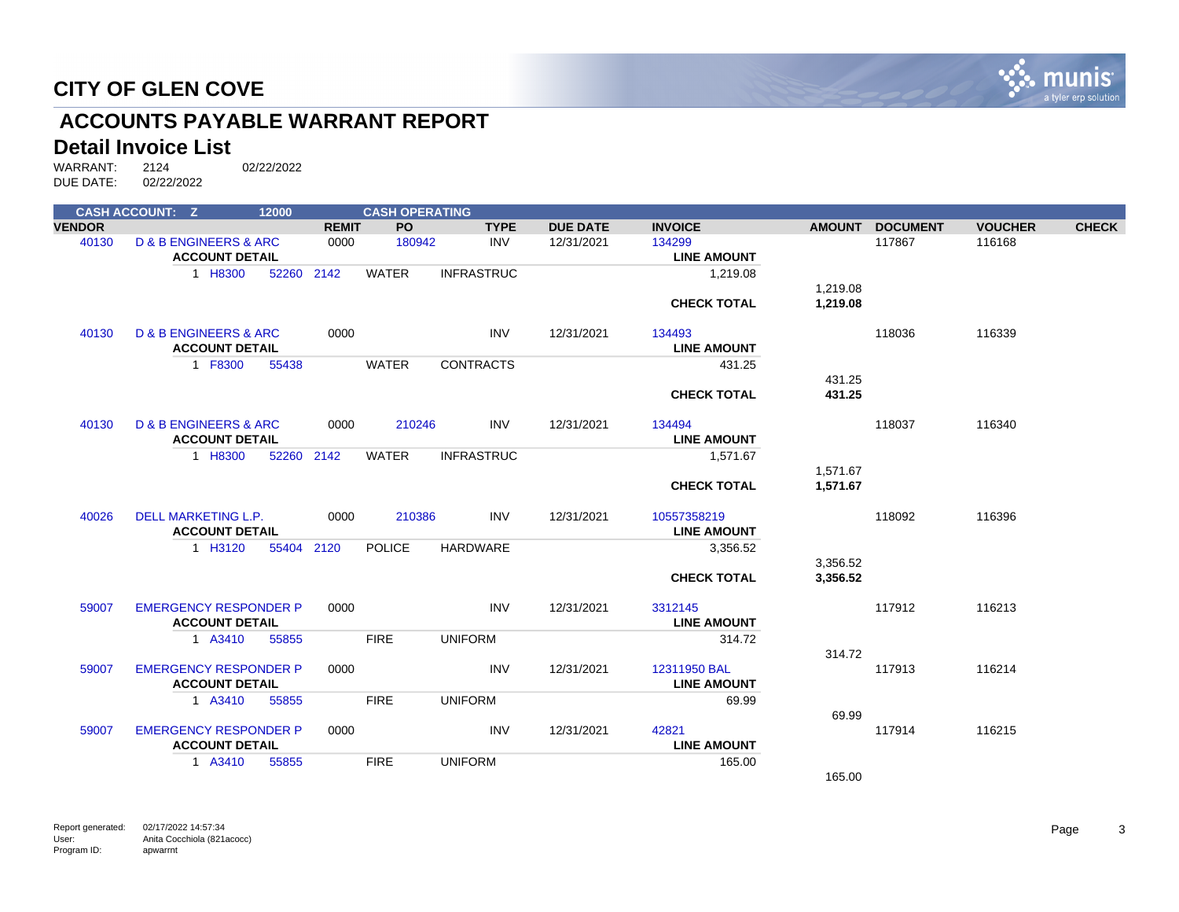# CITY OF GLEN COVE

## ACCOUNTS PAYABLE WARRANT REPORT

### Detail Invoice List

WARRANT: 2124 02/22/2022
DUE DATE: 02/22/2022

**CASH ACCOUNT: Z 12000 CASH OPERATING**

| VENDOR | | REMIT | PO | TYPE | DUE DATE | INVOICE | AMOUNT | DOCUMENT | VOUCHER | CHECK |
|---|---|---|---|---|---|---|---|---|---|---|
| 40130 | D & B ENGINEERS & ARC | 0000 | 180942 | INV | 12/31/2021 | 134299 | | 117867 | 116168 | |
| | **ACCOUNT DETAIL** | | | | | **LINE AMOUNT** | | | | |
| | 1 H8300 52260 2142 | WATER | | INFRASTRUC | | 1,219.08 | | | | |
| | | | | | | | 1,219.08 | | | |
| | | | | | | **CHECK TOTAL** | **1,219.08** | | | |
| 40130 | D & B ENGINEERS & ARC | 0000 | | INV | 12/31/2021 | 134493 | | 118036 | 116339 | |
| | **ACCOUNT DETAIL** | | | | | **LINE AMOUNT** | | | | |
| | 1 F8300 55438 | WATER | | CONTRACTS | | 431.25 | | | | |
| | | | | | | | 431.25 | | | |
| | | | | | | **CHECK TOTAL** | **431.25** | | | |
| 40130 | D & B ENGINEERS & ARC | 0000 | 210246 | INV | 12/31/2021 | 134494 | | 118037 | 116340 | |
| | **ACCOUNT DETAIL** | | | | | **LINE AMOUNT** | | | | |
| | 1 H8300 52260 2142 | WATER | | INFRASTRUC | | 1,571.67 | | | | |
| | | | | | | | 1,571.67 | | | |
| | | | | | | **CHECK TOTAL** | **1,571.67** | | | |
| 40026 | DELL MARKETING L.P. | 0000 | 210386 | INV | 12/31/2021 | 10557358219 | | 118092 | 116396 | |
| | **ACCOUNT DETAIL** | | | | | **LINE AMOUNT** | | | | |
| | 1 H3120 55404 2120 | POLICE | | HARDWARE | | 3,356.52 | | | | |
| | | | | | | | 3,356.52 | | | |
| | | | | | | **CHECK TOTAL** | **3,356.52** | | | |
| 59007 | EMERGENCY RESPONDER P | 0000 | | INV | 12/31/2021 | 3312145 | | 117912 | 116213 | |
| | **ACCOUNT DETAIL** | | | | | **LINE AMOUNT** | | | | |
| | 1 A3410 55855 | FIRE | | UNIFORM | | 314.72 | | | | |
| | | | | | | | 314.72 | | | |
| 59007 | EMERGENCY RESPONDER P | 0000 | | INV | 12/31/2021 | 12311950 BAL | | 117913 | 116214 | |
| | **ACCOUNT DETAIL** | | | | | **LINE AMOUNT** | | | | |
| | 1 A3410 55855 | FIRE | | UNIFORM | | 69.99 | | | | |
| | | | | | | | 69.99 | | | |
| 59007 | EMERGENCY RESPONDER P | 0000 | | INV | 12/31/2021 | 42821 | | 117914 | 116215 | |
| | **ACCOUNT DETAIL** | | | | | **LINE AMOUNT** | | | | |
| | 1 A3410 55855 | FIRE | | UNIFORM | | 165.00 | | | | |
| | | | | | | | 165.00 | | | |

Report generated: 02/17/2022 14:57:34
User: Anita Cocchiola (821acocc)
Program ID: apwarrnt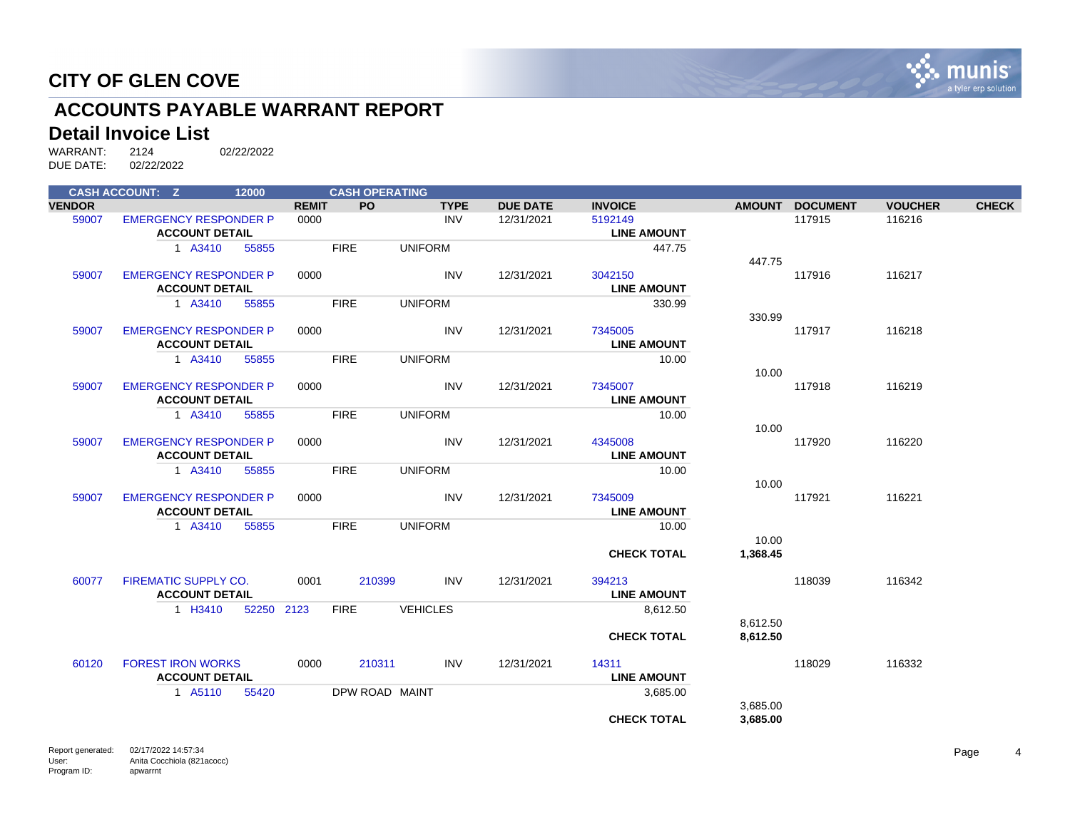# CITY OF GLEN COVE

## ACCOUNTS PAYABLE WARRANT REPORT

### Detail Invoice List

WARRANT: 2124 02/22/2022
DUE DATE: 02/22/2022

**CASH ACCOUNT: Z 12000 CASH OPERATING**

| VENDOR | | REMIT | PO | TYPE | DUE DATE | INVOICE | AMOUNT | DOCUMENT | VOUCHER | CHECK |
|---|---|---|---|---|---|---|---|---|---|---|
| 59007 | EMERGENCY RESPONDER P | 0000 | | INV | 12/31/2021 | 5192149 | | 117915 | 116216 | |
| | **ACCOUNT DETAIL** | | | | | **LINE AMOUNT** | | | | |
| | 1 A3410 55855 | | FIRE | UNIFORM | | 447.75 | | | | |
| | | | | | | | 447.75 | | | |
| 59007 | EMERGENCY RESPONDER P | 0000 | | INV | 12/31/2021 | 3042150 | | 117916 | 116217 | |
| | **ACCOUNT DETAIL** | | | | | **LINE AMOUNT** | | | | |
| | 1 A3410 55855 | | FIRE | UNIFORM | | 330.99 | | | | |
| | | | | | | | 330.99 | | | |
| 59007 | EMERGENCY RESPONDER P | 0000 | | INV | 12/31/2021 | 7345005 | | 117917 | 116218 | |
| | **ACCOUNT DETAIL** | | | | | **LINE AMOUNT** | | | | |
| | 1 A3410 55855 | | FIRE | UNIFORM | | 10.00 | | | | |
| | | | | | | | 10.00 | | | |
| 59007 | EMERGENCY RESPONDER P | 0000 | | INV | 12/31/2021 | 7345007 | | 117918 | 116219 | |
| | **ACCOUNT DETAIL** | | | | | **LINE AMOUNT** | | | | |
| | 1 A3410 55855 | | FIRE | UNIFORM | | 10.00 | | | | |
| | | | | | | | 10.00 | | | |
| 59007 | EMERGENCY RESPONDER P | 0000 | | INV | 12/31/2021 | 4345008 | | 117920 | 116220 | |
| | **ACCOUNT DETAIL** | | | | | **LINE AMOUNT** | | | | |
| | 1 A3410 55855 | | FIRE | UNIFORM | | 10.00 | | | | |
| | | | | | | | 10.00 | | | |
| 59007 | EMERGENCY RESPONDER P | 0000 | | INV | 12/31/2021 | 7345009 | | 117921 | 116221 | |
| | **ACCOUNT DETAIL** | | | | | **LINE AMOUNT** | | | | |
| | 1 A3410 55855 | | FIRE | UNIFORM | | 10.00 | | | | |
| | | | | | | | 10.00 | | | |
| | | | | | | **CHECK TOTAL** | **1,368.45** | | | |
| 60077 | FIREMATIC SUPPLY CO. | 0001 | 210399 | INV | 12/31/2021 | 394213 | | 118039 | 116342 | |
| | **ACCOUNT DETAIL** | | | | | **LINE AMOUNT** | | | | |
| | 1 H3410 52250 2123 | | FIRE | VEHICLES | | 8,612.50 | | | | |
| | | | | | | | 8,612.50 | | | |
| | | | | | | **CHECK TOTAL** | **8,612.50** | | | |
| 60120 | FOREST IRON WORKS | 0000 | 210311 | INV | 12/31/2021 | 14311 | | 118029 | 116332 | |
| | **ACCOUNT DETAIL** | | | | | **LINE AMOUNT** | | | | |
| | 1 A5110 55420 | | DPW ROAD | MAINT | | 3,685.00 | | | | |
| | | | | | | | 3,685.00 | | | |
| | | | | | | **CHECK TOTAL** | **3,685.00** | | | |

Report generated: 02/17/2022 14:57:34
User: Anita Cocchiola (821acocc)
Program ID: apwarrnt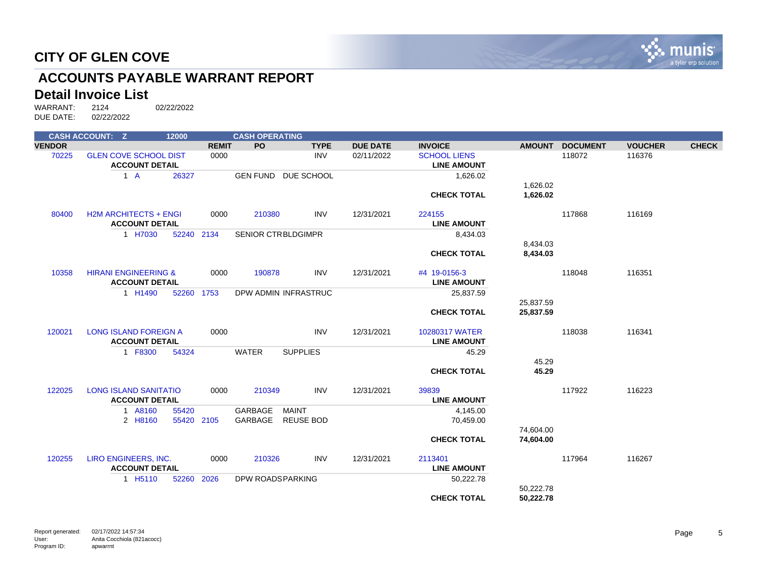# CITY OF GLEN COVE

## ACCOUNTS PAYABLE WARRANT REPORT

### Detail Invoice List

WARRANT: 2124 02/22/2022
DUE DATE: 02/22/2022

CASH ACCOUNT: Z 12000 CASH OPERATING

| VENDOR | | REMIT | PO | TYPE | DUE DATE | INVOICE | AMOUNT | DOCUMENT | VOUCHER | CHECK |
|---|---|---|---|---|---|---|---|---|---|---|
| 70225 | GLEN COVE SCHOOL DIST | 0000 | | INV | 02/11/2022 | SCHOOL LIENS | | 118072 | 116376 | |
| | ACCOUNT DETAIL | | | | | LINE AMOUNT | | | | |
| | 1 A 26327 | | GEN FUND DUE SCHOOL | | | 1,626.02 | | | | |
| | | | | | | | 1,626.02 | | | |
| | | | | | | **CHECK TOTAL** | **1,626.02** | | | |
| 80400 | H2M ARCHITECTS + ENGI | 0000 | 210380 | INV | 12/31/2021 | 224155 | | 117868 | 116169 | |
| | ACCOUNT DETAIL | | | | | LINE AMOUNT | | | | |
| | 1 H7030 52240 2134 | | SENIOR CTR BLDGIMPR | | | 8,434.03 | | | | |
| | | | | | | | 8,434.03 | | | |
| | | | | | | **CHECK TOTAL** | **8,434.03** | | | |
| 10358 | HIRANI ENGINEERING & | 0000 | 190878 | INV | 12/31/2021 | #4 19-0156-3 | | 118048 | 116351 | |
| | ACCOUNT DETAIL | | | | | LINE AMOUNT | | | | |
| | 1 H1490 52260 1753 | | DPW ADMIN INFRASTRUC | | | 25,837.59 | | | | |
| | | | | | | | 25,837.59 | | | |
| | | | | | | **CHECK TOTAL** | **25,837.59** | | | |
| 120021 | LONG ISLAND FOREIGN A | 0000 | | INV | 12/31/2021 | 10280317 WATER | | 118038 | 116341 | |
| | ACCOUNT DETAIL | | | | | LINE AMOUNT | | | | |
| | 1 F8300 54324 | | WATER SUPPLIES | | | 45.29 | | | | |
| | | | | | | | 45.29 | | | |
| | | | | | | **CHECK TOTAL** | **45.29** | | | |
| 122025 | LONG ISLAND SANITATIO | 0000 | 210349 | INV | 12/31/2021 | 39839 | | 117922 | 116223 | |
| | ACCOUNT DETAIL | | | | | LINE AMOUNT | | | | |
| | 1 A8160 55420 | | GARBAGE MAINT | | | 4,145.00 | | | | |
| | 2 H8160 55420 2105 | | GARBAGE REUSE BOD | | | 70,459.00 | | | | |
| | | | | | | | 74,604.00 | | | |
| | | | | | | **CHECK TOTAL** | **74,604.00** | | | |
| 120255 | LIRO ENGINEERS, INC. | 0000 | 210326 | INV | 12/31/2021 | 2113401 | | 117964 | 116267 | |
| | ACCOUNT DETAIL | | | | | LINE AMOUNT | | | | |
| | 1 H5110 52260 2026 | | DPW ROADS PARKING | | | 50,222.78 | | | | |
| | | | | | | | 50,222.78 | | | |
| | | | | | | **CHECK TOTAL** | **50,222.78** | | | |

Report generated: 02/17/2022 14:57:34
User: Anita Cocchiola (821acocc)
Program ID: apwarrnt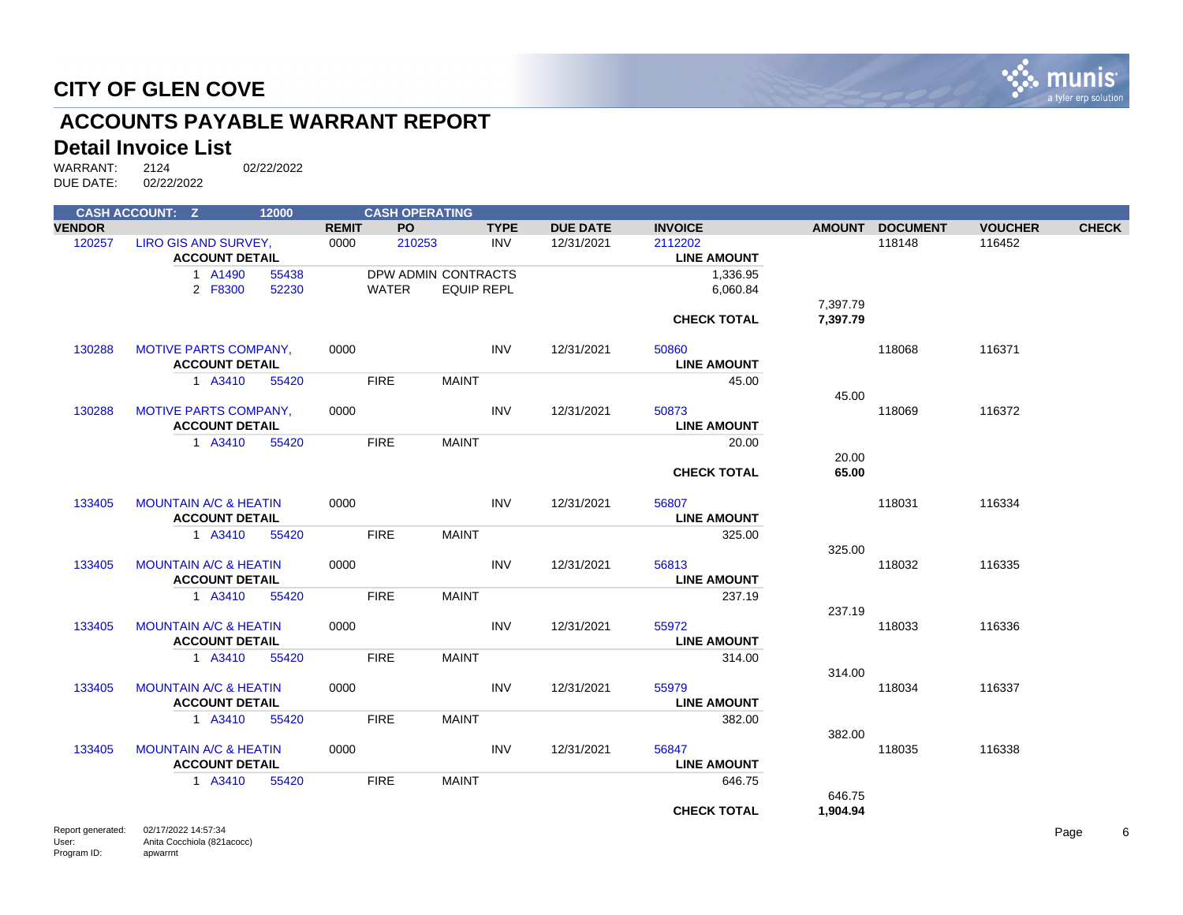# CITY OF GLEN COVE

## ACCOUNTS PAYABLE WARRANT REPORT

### Detail Invoice List

WARRANT: 2124 02/22/2022
DUE DATE: 02/22/2022

CASH ACCOUNT: Z 12000 CASH OPERATING

| VENDOR | | REMIT | PO | TYPE | DUE DATE | INVOICE | AMOUNT | DOCUMENT | VOUCHER | CHECK |
|---|---|---|---|---|---|---|---|---|---|---|
| 120257 | LIRO GIS AND SURVEY, | 0000 | 210253 | INV | 12/31/2021 | 2112202 | | 118148 | 116452 | |
| | ACCOUNT DETAIL | | | | | LINE AMOUNT | | | | |
| | 1 A1490 55438 | | DPW ADMIN CONTRACTS | | | 1,336.95 | | | | |
| | 2 F8300 52230 | | WATER EQUIP REPL | | | 6,060.84 | | | | |
| | | | | | | | 7,397.79 | | | |
| | | | | | | **CHECK TOTAL** | **7,397.79** | | | |
| 130288 | MOTIVE PARTS COMPANY, | 0000 | | INV | 12/31/2021 | 50860 | | 118068 | 116371 | |
| | ACCOUNT DETAIL | | | | | LINE AMOUNT | | | | |
| | 1 A3410 55420 | | FIRE MAINT | | | 45.00 | | | | |
| | | | | | | | 45.00 | | | |
| 130288 | MOTIVE PARTS COMPANY, | 0000 | | INV | 12/31/2021 | 50873 | | 118069 | 116372 | |
| | ACCOUNT DETAIL | | | | | LINE AMOUNT | | | | |
| | 1 A3410 55420 | | FIRE MAINT | | | 20.00 | | | | |
| | | | | | | | 20.00 | | | |
| | | | | | | **CHECK TOTAL** | **65.00** | | | |
| 133405 | MOUNTAIN A/C & HEATIN | 0000 | | INV | 12/31/2021 | 56807 | | 118031 | 116334 | |
| | ACCOUNT DETAIL | | | | | LINE AMOUNT | | | | |
| | 1 A3410 55420 | | FIRE MAINT | | | 325.00 | | | | |
| | | | | | | | 325.00 | | | |
| 133405 | MOUNTAIN A/C & HEATIN | 0000 | | INV | 12/31/2021 | 56813 | | 118032 | 116335 | |
| | ACCOUNT DETAIL | | | | | LINE AMOUNT | | | | |
| | 1 A3410 55420 | | FIRE MAINT | | | 237.19 | | | | |
| | | | | | | | 237.19 | | | |
| 133405 | MOUNTAIN A/C & HEATIN | 0000 | | INV | 12/31/2021 | 55972 | | 118033 | 116336 | |
| | ACCOUNT DETAIL | | | | | LINE AMOUNT | | | | |
| | 1 A3410 55420 | | FIRE MAINT | | | 314.00 | | | | |
| | | | | | | | 314.00 | | | |
| 133405 | MOUNTAIN A/C & HEATIN | 0000 | | INV | 12/31/2021 | 55979 | | 118034 | 116337 | |
| | ACCOUNT DETAIL | | | | | LINE AMOUNT | | | | |
| | 1 A3410 55420 | | FIRE MAINT | | | 382.00 | | | | |
| | | | | | | | 382.00 | | | |
| 133405 | MOUNTAIN A/C & HEATIN | 0000 | | INV | 12/31/2021 | 56847 | | 118035 | 116338 | |
| | ACCOUNT DETAIL | | | | | LINE AMOUNT | | | | |
| | 1 A3410 55420 | | FIRE MAINT | | | 646.75 | | | | |
| | | | | | | | 646.75 | | | |
| | | | | | | **CHECK TOTAL** | **1,904.94** | | | |

Report generated: 02/17/2022 14:57:34
User: Anita Cocchiola (821acocc)
Program ID: apwarrnt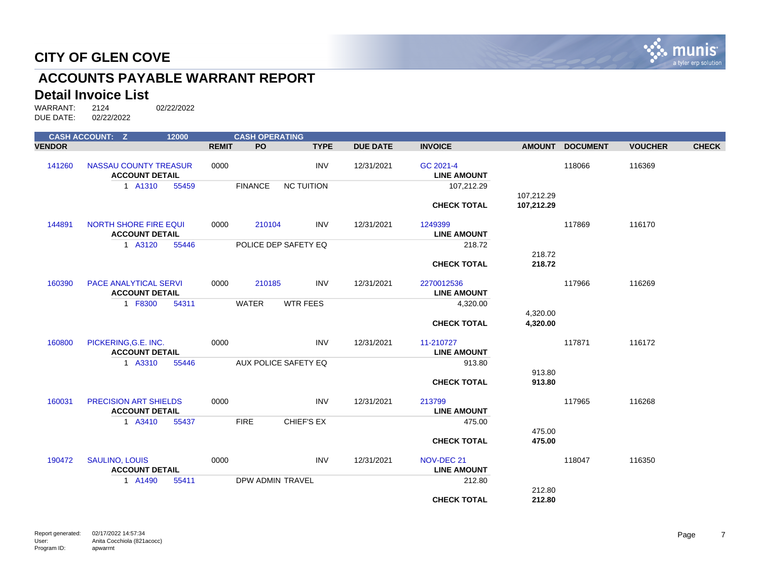# CITY OF GLEN COVE

## ACCOUNTS PAYABLE WARRANT REPORT

### Detail Invoice List

WARRANT: 2124 02/22/2022
DUE DATE: 02/22/2022

| CASH ACCOUNT: Z | | 12000 | | CASH OPERATING | | | | | | | |
|---|---|---|---|---|---|---|---|---|---|---|---|
| **VENDOR** | | | **REMIT** | **PO** | **TYPE** | **DUE DATE** | **INVOICE** | **AMOUNT** | **DOCUMENT** | **VOUCHER** | **CHECK** |
| 141260 | NASSAU COUNTY TREASUR | | 0000 | | INV | 12/31/2021 | GC 2021-4 | | 118066 | 116369 | |
| | **ACCOUNT DETAIL** | | | | | | **LINE AMOUNT** | | | | |
| | 1 A1310 | 55459 | | FINANCE | NC TUITION | | 107,212.29 | | | | |
| | | | | | | | | 107,212.29 | | | |
| | | | | | | | **CHECK TOTAL** | **107,212.29** | | | |
| 144891 | NORTH SHORE FIRE EQUI | | 0000 | 210104 | INV | 12/31/2021 | 1249399 | | 117869 | 116170 | |
| | **ACCOUNT DETAIL** | | | | | | **LINE AMOUNT** | | | | |
| | 1 A3120 | 55446 | | POLICE DEP SAFETY EQ | | | 218.72 | | | | |
| | | | | | | | | 218.72 | | | |
| | | | | | | | **CHECK TOTAL** | **218.72** | | | |
| 160390 | PACE ANALYTICAL SERVI | | 0000 | 210185 | INV | 12/31/2021 | 2270012536 | | 117966 | 116269 | |
| | **ACCOUNT DETAIL** | | | | | | **LINE AMOUNT** | | | | |
| | 1 F8300 | 54311 | | WATER | WTR FEES | | 4,320.00 | | | | |
| | | | | | | | | 4,320.00 | | | |
| | | | | | | | **CHECK TOTAL** | **4,320.00** | | | |
| 160800 | PICKERING,G.E. INC. | | 0000 | | INV | 12/31/2021 | 11-210727 | | 117871 | 116172 | |
| | **ACCOUNT DETAIL** | | | | | | **LINE AMOUNT** | | | | |
| | 1 A3310 | 55446 | | AUX POLICE SAFETY EQ | | | 913.80 | | | | |
| | | | | | | | | 913.80 | | | |
| | | | | | | | **CHECK TOTAL** | **913.80** | | | |
| 160031 | PRECISION ART SHIELDS | | 0000 | | INV | 12/31/2021 | 213799 | | 117965 | 116268 | |
| | **ACCOUNT DETAIL** | | | | | | **LINE AMOUNT** | | | | |
| | 1 A3410 | 55437 | | FIRE | CHIEF'S EX | | 475.00 | | | | |
| | | | | | | | | 475.00 | | | |
| | | | | | | | **CHECK TOTAL** | **475.00** | | | |
| 190472 | SAULINO, LOUIS | | 0000 | | INV | 12/31/2021 | NOV-DEC 21 | | 118047 | 116350 | |
| | **ACCOUNT DETAIL** | | | | | | **LINE AMOUNT** | | | | |
| | 1 A1490 | 55411 | | DPW ADMIN TRAVEL | | | 212.80 | | | | |
| | | | | | | | | 212.80 | | | |
| | | | | | | | **CHECK TOTAL** | **212.80** | | | |

Report generated: 02/17/2022 14:57:34
User: Anita Cocchiola (821acocc)
Program ID: apwarrnt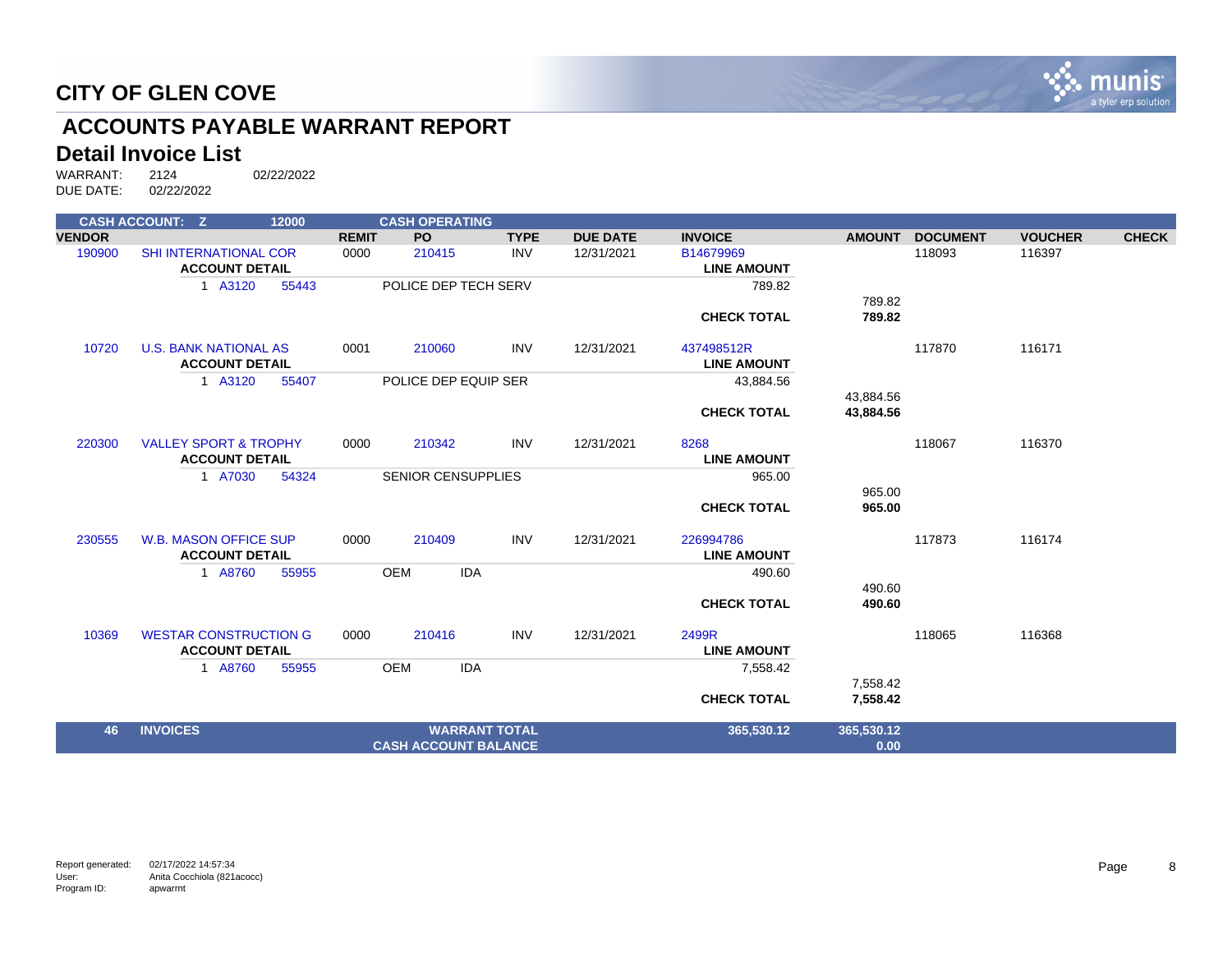# CITY OF GLEN COVE

## ACCOUNTS PAYABLE WARRANT REPORT

## Detail Invoice List

WARRANT: 2124 02/22/2022
DUE DATE: 02/22/2022

| CASH ACCOUNT: Z | | 12000 | | CASH OPERATING | | | | | | | |
|---|---|---|---|---|---|---|---|---|---|---|---|
| **VENDOR** | | | **REMIT** | **PO** | **TYPE** | **DUE DATE** | **INVOICE** | **AMOUNT** | **DOCUMENT** | **VOUCHER** | **CHECK** |
| 190900 | SHI INTERNATIONAL COR | | 0000 | 210415 | INV | 12/31/2021 | B14679969 | | 118093 | 116397 | |
| | **ACCOUNT DETAIL** | | | | | | **LINE AMOUNT** | | | | |
| | 1 A3120 | 55443 | | POLICE DEP TECH SERV | | | 789.82 | | | | |
| | | | | | | | | 789.82 | | | |
| | | | | | | | **CHECK TOTAL** | **789.82** | | | |
| 10720 | U.S. BANK NATIONAL AS | | 0001 | 210060 | INV | 12/31/2021 | 437498512R | | 117870 | 116171 | |
| | **ACCOUNT DETAIL** | | | | | | **LINE AMOUNT** | | | | |
| | 1 A3120 | 55407 | | POLICE DEP EQUIP SER | | | 43,884.56 | | | | |
| | | | | | | | | 43,884.56 | | | |
| | | | | | | | **CHECK TOTAL** | **43,884.56** | | | |
| 220300 | VALLEY SPORT & TROPHY | | 0000 | 210342 | INV | 12/31/2021 | 8268 | | 118067 | 116370 | |
| | **ACCOUNT DETAIL** | | | | | | **LINE AMOUNT** | | | | |
| | 1 A7030 | 54324 | | SENIOR CENSUPPLIES | | | 965.00 | | | | |
| | | | | | | | | 965.00 | | | |
| | | | | | | | **CHECK TOTAL** | **965.00** | | | |
| 230555 | W.B. MASON OFFICE SUP | | 0000 | 210409 | INV | 12/31/2021 | 226994786 | | 117873 | 116174 | |
| | **ACCOUNT DETAIL** | | | | | | **LINE AMOUNT** | | | | |
| | 1 A8760 | 55955 | | OEM IDA | | | 490.60 | | | | |
| | | | | | | | | 490.60 | | | |
| | | | | | | | **CHECK TOTAL** | **490.60** | | | |
| 10369 | WESTAR CONSTRUCTION G | | 0000 | 210416 | INV | 12/31/2021 | 2499R | | 118065 | 116368 | |
| | **ACCOUNT DETAIL** | | | | | | **LINE AMOUNT** | | | | |
| | 1 A8760 | 55955 | | OEM IDA | | | 7,558.42 | | | | |
| | | | | | | | | 7,558.42 | | | |
| | | | | | | | **CHECK TOTAL** | **7,558.42** | | | |
| **46** | **INVOICES** | | | **WARRANT TOTAL** | | | **365,530.12** | **365,530.12** | | | |
| | | | | **CASH ACCOUNT BALANCE** | | | | **0.00** | | | |

Report generated: 02/17/2022 14:57:34
User: Anita Cocchiola (821acocc)
Program ID: apwarrnt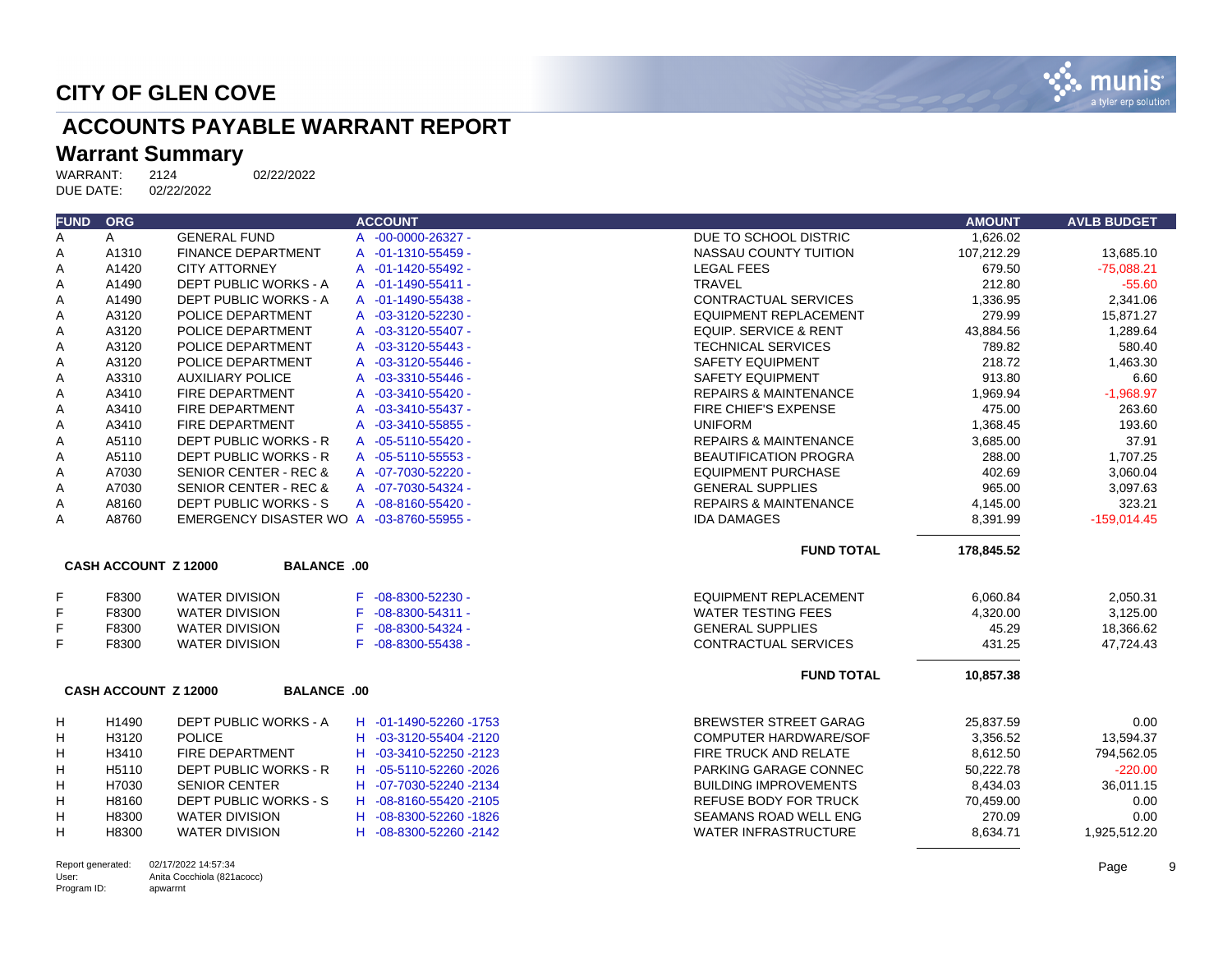# CITY OF GLEN COVE

## ACCOUNTS PAYABLE WARRANT REPORT

### Warrant Summary

WARRANT: 2124 02/22/2022
DUE DATE: 02/22/2022

| FUND | ORG | | ACCOUNT | | AMOUNT | AVLB BUDGET |
|---|---|---|---|---|---|---|
| A | A | GENERAL FUND | A -00-0000-26327 - | DUE TO SCHOOL DISTRIC | 1,626.02 | |
| A | A1310 | FINANCE DEPARTMENT | A -01-1310-55459 - | NASSAU COUNTY TUITION | 107,212.29 | 13,685.10 |
| A | A1420 | CITY ATTORNEY | A -01-1420-55492 - | LEGAL FEES | 679.50 | -75,088.21 |
| A | A1490 | DEPT PUBLIC WORKS - A | A -01-1490-55411 - | TRAVEL | 212.80 | -55.60 |
| A | A1490 | DEPT PUBLIC WORKS - A | A -01-1490-55438 - | CONTRACTUAL SERVICES | 1,336.95 | 2,341.06 |
| A | A3120 | POLICE DEPARTMENT | A -03-3120-52230 - | EQUIPMENT REPLACEMENT | 279.99 | 15,871.27 |
| A | A3120 | POLICE DEPARTMENT | A -03-3120-55407 - | EQUIP. SERVICE & RENT | 43,884.56 | 1,289.64 |
| A | A3120 | POLICE DEPARTMENT | A -03-3120-55443 - | TECHNICAL SERVICES | 789.82 | 580.40 |
| A | A3120 | POLICE DEPARTMENT | A -03-3120-55446 - | SAFETY EQUIPMENT | 218.72 | 1,463.30 |
| A | A3310 | AUXILIARY POLICE | A -03-3310-55446 - | SAFETY EQUIPMENT | 913.80 | 6.60 |
| A | A3410 | FIRE DEPARTMENT | A -03-3410-55420 - | REPAIRS & MAINTENANCE | 1,969.94 | -1,968.97 |
| A | A3410 | FIRE DEPARTMENT | A -03-3410-55437 - | FIRE CHIEF'S EXPENSE | 475.00 | 263.60 |
| A | A3410 | FIRE DEPARTMENT | A -03-3410-55855 - | UNIFORM | 1,368.45 | 193.60 |
| A | A5110 | DEPT PUBLIC WORKS - R | A -05-5110-55420 - | REPAIRS & MAINTENANCE | 3,685.00 | 37.91 |
| A | A5110 | DEPT PUBLIC WORKS - R | A -05-5110-55553 - | BEAUTIFICATION PROGRA | 288.00 | 1,707.25 |
| A | A7030 | SENIOR CENTER - REC & | A -07-7030-52220 - | EQUIPMENT PURCHASE | 402.69 | 3,060.04 |
| A | A7030 | SENIOR CENTER - REC & | A -07-7030-54324 - | GENERAL SUPPLIES | 965.00 | 3,097.63 |
| A | A8160 | DEPT PUBLIC WORKS - S | A -08-8160-55420 - | REPAIRS & MAINTENANCE | 4,145.00 | 323.21 |
| A | A8760 | EMERGENCY DISASTER WO | A -03-8760-55955 - | IDA DAMAGES | 8,391.99 | -159,014.45 |
| | | | | **FUND TOTAL** | **178,845.52** | |

**CASH ACCOUNT Z 12000 BALANCE .00**

| FUND | ORG | | ACCOUNT | | AMOUNT | AVLB BUDGET |
|---|---|---|---|---|---|---|
| F | F8300 | WATER DIVISION | F -08-8300-52230 - | EQUIPMENT REPLACEMENT | 6,060.84 | 2,050.31 |
| F | F8300 | WATER DIVISION | F -08-8300-54311 - | WATER TESTING FEES | 4,320.00 | 3,125.00 |
| F | F8300 | WATER DIVISION | F -08-8300-54324 - | GENERAL SUPPLIES | 45.29 | 18,366.62 |
| F | F8300 | WATER DIVISION | F -08-8300-55438 - | CONTRACTUAL SERVICES | 431.25 | 47,724.43 |
| | | | | **FUND TOTAL** | **10,857.38** | |

**CASH ACCOUNT Z 12000 BALANCE .00**

| FUND | ORG | | ACCOUNT | | AMOUNT | AVLB BUDGET |
|---|---|---|---|---|---|---|
| H | H1490 | DEPT PUBLIC WORKS - A | H -01-1490-52260 -1753 | BREWSTER STREET GARAG | 25,837.59 | 0.00 |
| H | H3120 | POLICE | H -03-3120-55404 -2120 | COMPUTER HARDWARE/SOF | 3,356.52 | 13,594.37 |
| H | H3410 | FIRE DEPARTMENT | H -03-3410-52250 -2123 | FIRE TRUCK AND RELATE | 8,612.50 | 794,562.05 |
| H | H5110 | DEPT PUBLIC WORKS - R | H -05-5110-52260 -2026 | PARKING GARAGE CONNEC | 50,222.78 | -220.00 |
| H | H7030 | SENIOR CENTER | H -07-7030-52240 -2134 | BUILDING IMPROVEMENTS | 8,434.03 | 36,011.15 |
| H | H8160 | DEPT PUBLIC WORKS - S | H -08-8160-55420 -2105 | REFUSE BODY FOR TRUCK | 70,459.00 | 0.00 |
| H | H8300 | WATER DIVISION | H -08-8300-52260 -1826 | SEAMANS ROAD WELL ENG | 270.09 | 0.00 |
| H | H8300 | WATER DIVISION | H -08-8300-52260 -2142 | WATER INFRASTRUCTURE | 8,634.71 | 1,925,512.20 |

Report generated: 02/17/2022 14:57:34
User: Anita Cocchiola (821acocc)
Program ID: apwarrnt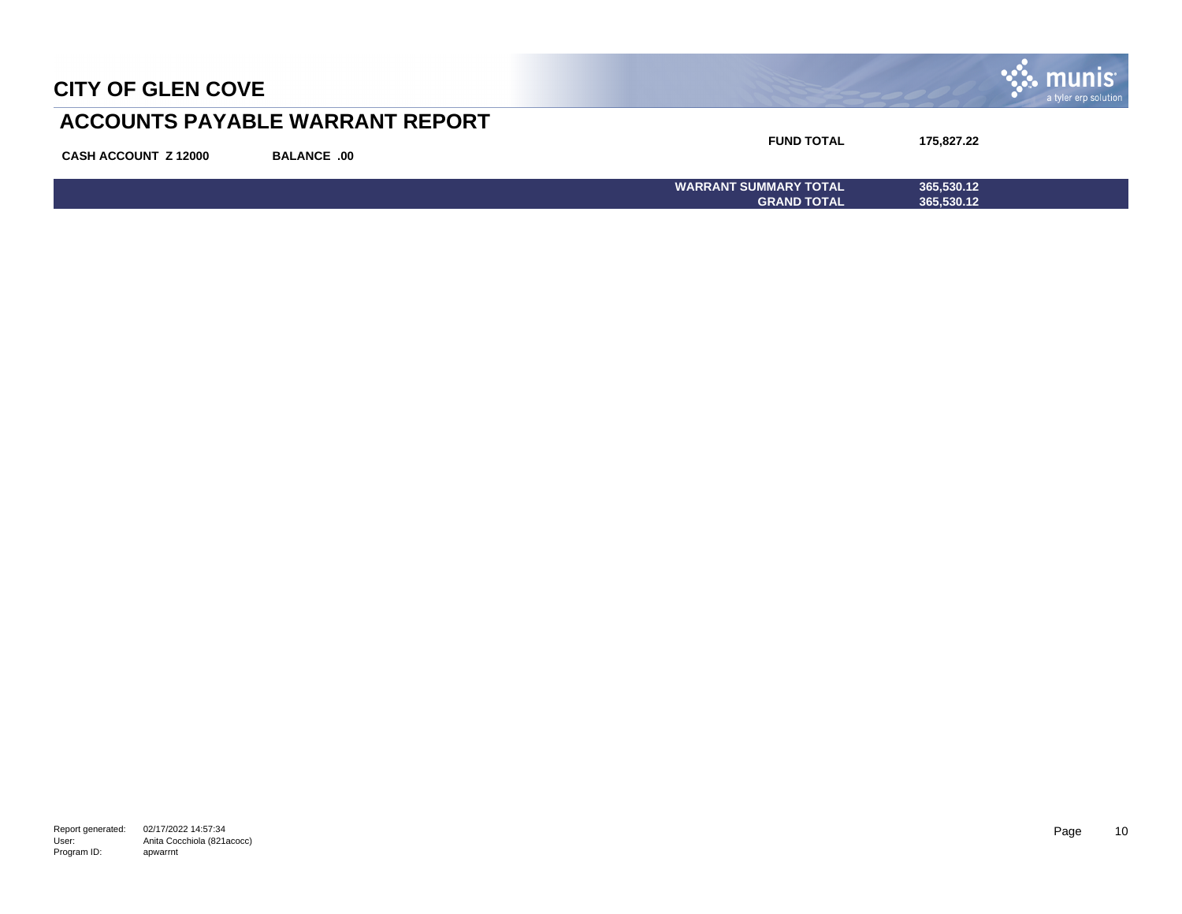CITY OF GLEN COVE

## ACCOUNTS PAYABLE WARRANT REPORT

**CASH ACCOUNT Z 12000** **BALANCE .00**

| | |
|---|---|
| **FUND TOTAL** | **175,827.22** |
| **WARRANT SUMMARY TOTAL** | **365,530.12** |
| **GRAND TOTAL** | **365,530.12** |

Report generated: 02/17/2022 14:57:34
User: Anita Cocchiola (821acocc)
Program ID: apwarrnt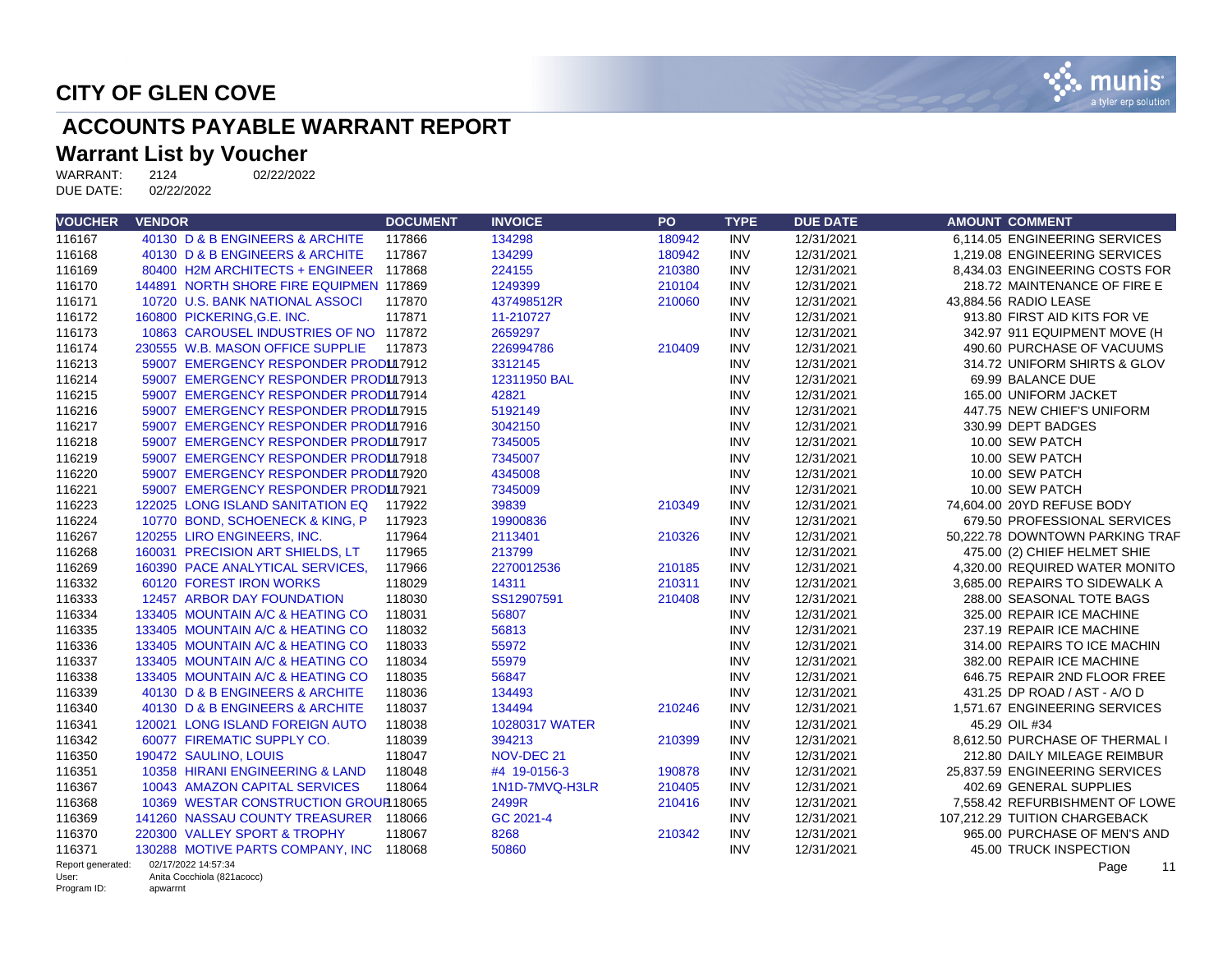# CITY OF GLEN COVE

## ACCOUNTS PAYABLE WARRANT REPORT

### Warrant List by Voucher

WARRANT: 2124 02/22/2022
DUE DATE: 02/22/2022

| VOUCHER | VENDOR | DOCUMENT | INVOICE | PO | TYPE | DUE DATE | AMOUNT | COMMENT |
|---|---|---|---|---|---|---|---|---|
| 116167 | 40130 D & B ENGINEERS & ARCHITE | 117866 | 134298 | 180942 | INV | 12/31/2021 | 6,114.05 | ENGINEERING SERVICES |
| 116168 | 40130 D & B ENGINEERS & ARCHITE | 117867 | 134299 | 180942 | INV | 12/31/2021 | 1,219.08 | ENGINEERING SERVICES |
| 116169 | 80400 H2M ARCHITECTS + ENGINEER | 117868 | 224155 | 210380 | INV | 12/31/2021 | 8,434.03 | ENGINEERING COSTS FOR |
| 116170 | 144891 NORTH SHORE FIRE EQUIPMEN | 117869 | 1249399 | 210104 | INV | 12/31/2021 | 218.72 | MAINTENANCE OF FIRE E |
| 116171 | 10720 U.S. BANK NATIONAL ASSOCI | 117870 | 437498512R | 210060 | INV | 12/31/2021 | 43,884.56 | RADIO LEASE |
| 116172 | 160800 PICKERING,G.E. INC. | 117871 | 11-210727 | | INV | 12/31/2021 | 913.80 | FIRST AID KITS FOR VE |
| 116173 | 10863 CAROUSEL INDUSTRIES OF NO | 117872 | 2659297 | | INV | 12/31/2021 | 342.97 | 911 EQUIPMENT MOVE (H |
| 116174 | 230555 W.B. MASON OFFICE SUPPLIE | 117873 | 226994786 | 210409 | INV | 12/31/2021 | 490.60 | PURCHASE OF VACUUMS |
| 116213 | 59007 EMERGENCY RESPONDER PROD | 117912 | 3312145 | | INV | 12/31/2021 | 314.72 | UNIFORM SHIRTS & GLOV |
| 116214 | 59007 EMERGENCY RESPONDER PROD | 117913 | 12311950 BAL | | INV | 12/31/2021 | 69.99 | BALANCE DUE |
| 116215 | 59007 EMERGENCY RESPONDER PROD | 117914 | 42821 | | INV | 12/31/2021 | 165.00 | UNIFORM JACKET |
| 116216 | 59007 EMERGENCY RESPONDER PROD | 117915 | 5192149 | | INV | 12/31/2021 | 447.75 | NEW CHIEF'S UNIFORM |
| 116217 | 59007 EMERGENCY RESPONDER PROD | 117916 | 3042150 | | INV | 12/31/2021 | 330.99 | DEPT BADGES |
| 116218 | 59007 EMERGENCY RESPONDER PROD | 117917 | 7345005 | | INV | 12/31/2021 | 10.00 | SEW PATCH |
| 116219 | 59007 EMERGENCY RESPONDER PROD | 117918 | 7345007 | | INV | 12/31/2021 | 10.00 | SEW PATCH |
| 116220 | 59007 EMERGENCY RESPONDER PROD | 117920 | 4345008 | | INV | 12/31/2021 | 10.00 | SEW PATCH |
| 116221 | 59007 EMERGENCY RESPONDER PROD | 117921 | 7345009 | | INV | 12/31/2021 | 10.00 | SEW PATCH |
| 116223 | 122025 LONG ISLAND SANITATION EQ | 117922 | 39839 | 210349 | INV | 12/31/2021 | 74,604.00 | 20YD REFUSE BODY |
| 116224 | 10770 BOND, SCHOENECK & KING, P | 117923 | 19900836 | | INV | 12/31/2021 | 679.50 | PROFESSIONAL SERVICES |
| 116267 | 120255 LIRO ENGINEERS, INC. | 117964 | 2113401 | 210326 | INV | 12/31/2021 | 50,222.78 | DOWNTOWN PARKING TRAF |
| 116268 | 160031 PRECISION ART SHIELDS, LT | 117965 | 213799 | | INV | 12/31/2021 | 475.00 | (2) CHIEF HELMET SHIE |
| 116269 | 160390 PACE ANALYTICAL SERVICES, | 117966 | 2270012536 | 210185 | INV | 12/31/2021 | 4,320.00 | REQUIRED WATER MONITO |
| 116332 | 60120 FOREST IRON WORKS | 118029 | 14311 | 210311 | INV | 12/31/2021 | 3,685.00 | REPAIRS TO SIDEWALK A |
| 116333 | 12457 ARBOR DAY FOUNDATION | 118030 | SS12907591 | 210408 | INV | 12/31/2021 | 288.00 | SEASONAL TOTE BAGS |
| 116334 | 133405 MOUNTAIN A/C & HEATING CO | 118031 | 56807 | | INV | 12/31/2021 | 325.00 | REPAIR ICE MACHINE |
| 116335 | 133405 MOUNTAIN A/C & HEATING CO | 118032 | 56813 | | INV | 12/31/2021 | 237.19 | REPAIR ICE MACHINE |
| 116336 | 133405 MOUNTAIN A/C & HEATING CO | 118033 | 55972 | | INV | 12/31/2021 | 314.00 | REPAIRS TO ICE MACHIN |
| 116337 | 133405 MOUNTAIN A/C & HEATING CO | 118034 | 55979 | | INV | 12/31/2021 | 382.00 | REPAIR ICE MACHINE |
| 116338 | 133405 MOUNTAIN A/C & HEATING CO | 118035 | 56847 | | INV | 12/31/2021 | 646.75 | REPAIR 2ND FLOOR FREE |
| 116339 | 40130 D & B ENGINEERS & ARCHITE | 118036 | 134493 | | INV | 12/31/2021 | 431.25 | DP ROAD / AST - A/O D |
| 116340 | 40130 D & B ENGINEERS & ARCHITE | 118037 | 134494 | 210246 | INV | 12/31/2021 | 1,571.67 | ENGINEERING SERVICES |
| 116341 | 120021 LONG ISLAND FOREIGN AUTO | 118038 | 10280317 WATER | | INV | 12/31/2021 | 45.29 | OIL #34 |
| 116342 | 60077 FIREMATIC SUPPLY CO. | 118039 | 394213 | 210399 | INV | 12/31/2021 | 8,612.50 | PURCHASE OF THERMAL I |
| 116350 | 190472 SAULINO, LOUIS | 118047 | NOV-DEC 21 | | INV | 12/31/2021 | 212.80 | DAILY MILEAGE REIMBUR |
| 116351 | 10358 HIRANI ENGINEERING & LAND | 118048 | #4 19-0156-3 | 190878 | INV | 12/31/2021 | 25,837.59 | ENGINEERING SERVICES |
| 116367 | 10043 AMAZON CAPITAL SERVICES | 118064 | 1N1D-7MVQ-H3LR | 210405 | INV | 12/31/2021 | 402.69 | GENERAL SUPPLIES |
| 116368 | 10369 WESTAR CONSTRUCTION GROUP | 118065 | 2499R | 210416 | INV | 12/31/2021 | 7,558.42 | REFURBISHMENT OF LOWE |
| 116369 | 141260 NASSAU COUNTY TREASURER | 118066 | GC 2021-4 | | INV | 12/31/2021 | 107,212.29 | TUITION CHARGEBACK |
| 116370 | 220300 VALLEY SPORT & TROPHY | 118067 | 8268 | 210342 | INV | 12/31/2021 | 965.00 | PURCHASE OF MEN'S AND |
| 116371 | 130288 MOTIVE PARTS COMPANY, INC | 118068 | 50860 | | INV | 12/31/2021 | 45.00 | TRUCK INSPECTION |

Report generated: 02/17/2022 14:57:34
User: Anita Cocchiola (821acocc)
Program ID: apwarrnt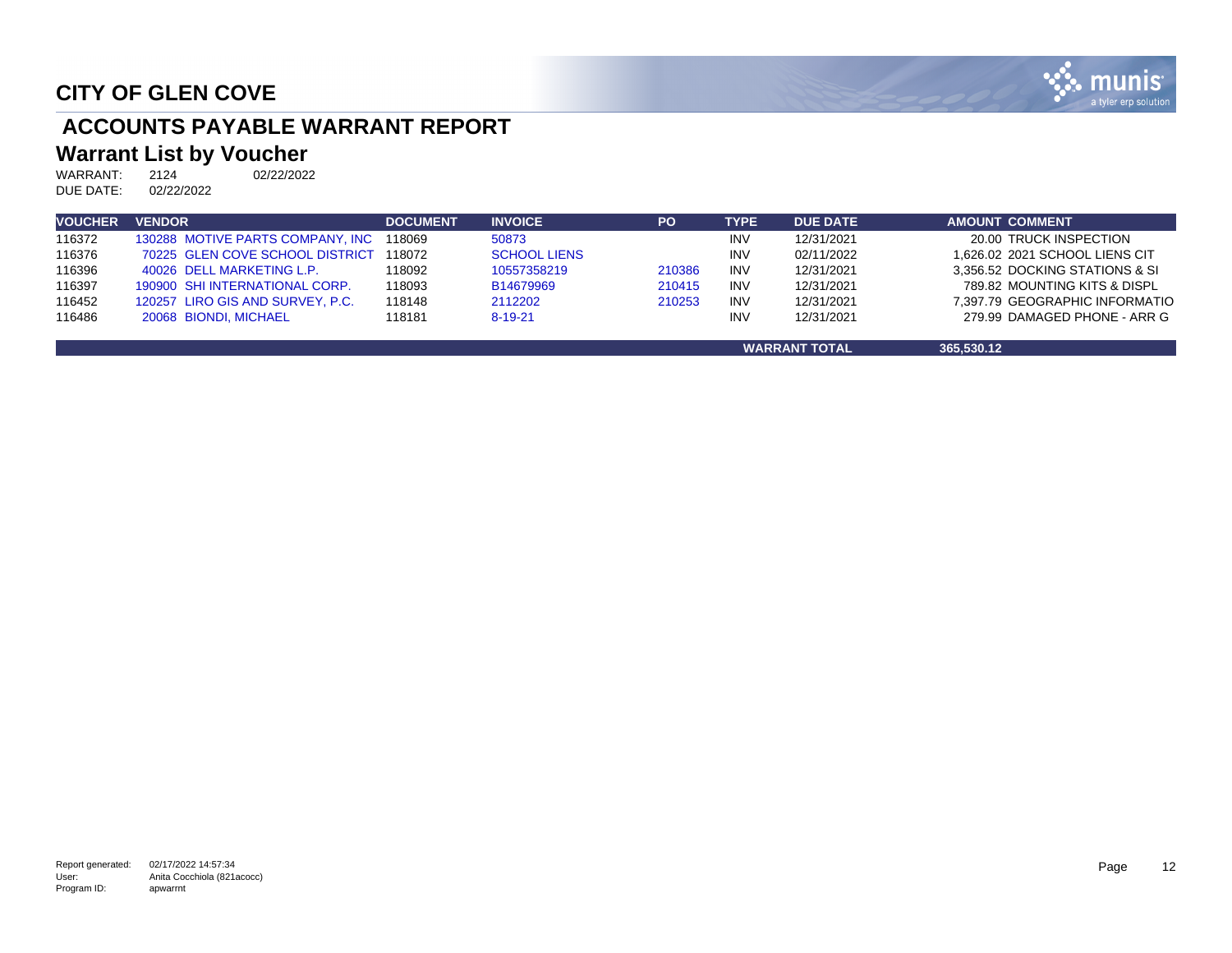# CITY OF GLEN COVE

## ACCOUNTS PAYABLE WARRANT REPORT

## Warrant List by Voucher

WARRANT: 2124 02/22/2022
DUE DATE: 02/22/2022

| VOUCHER | VENDOR | DOCUMENT | INVOICE | PO | TYPE | DUE DATE | AMOUNT | COMMENT |
|---|---|---|---|---|---|---|---|---|
| 116372 | 130288 MOTIVE PARTS COMPANY, INC | 118069 | 50873 | | INV | 12/31/2021 | 20.00 | TRUCK INSPECTION |
| 116376 | 70225 GLEN COVE SCHOOL DISTRICT | 118072 | SCHOOL LIENS | | INV | 02/11/2022 | 1,626.02 | 2021 SCHOOL LIENS CIT |
| 116396 | 40026 DELL MARKETING L.P. | 118092 | 10557358219 | 210386 | INV | 12/31/2021 | 3,356.52 | DOCKING STATIONS & SI |
| 116397 | 190900 SHI INTERNATIONAL CORP. | 118093 | B14679969 | 210415 | INV | 12/31/2021 | 789.82 | MOUNTING KITS & DISPL |
| 116452 | 120257 LIRO GIS AND SURVEY, P.C. | 118148 | 2112202 | 210253 | INV | 12/31/2021 | 7,397.79 | GEOGRAPHIC INFORMATIO |
| 116486 | 20068 BIONDI, MICHAEL | 118181 | 8-19-21 | | INV | 12/31/2021 | 279.99 | DAMAGED PHONE - ARR G |
| | | | | | | **WARRANT TOTAL** | **365,530.12** | |

Report generated: 02/17/2022 14:57:34
User: Anita Cocchiola (821acocc)
Program ID: apwarrnt